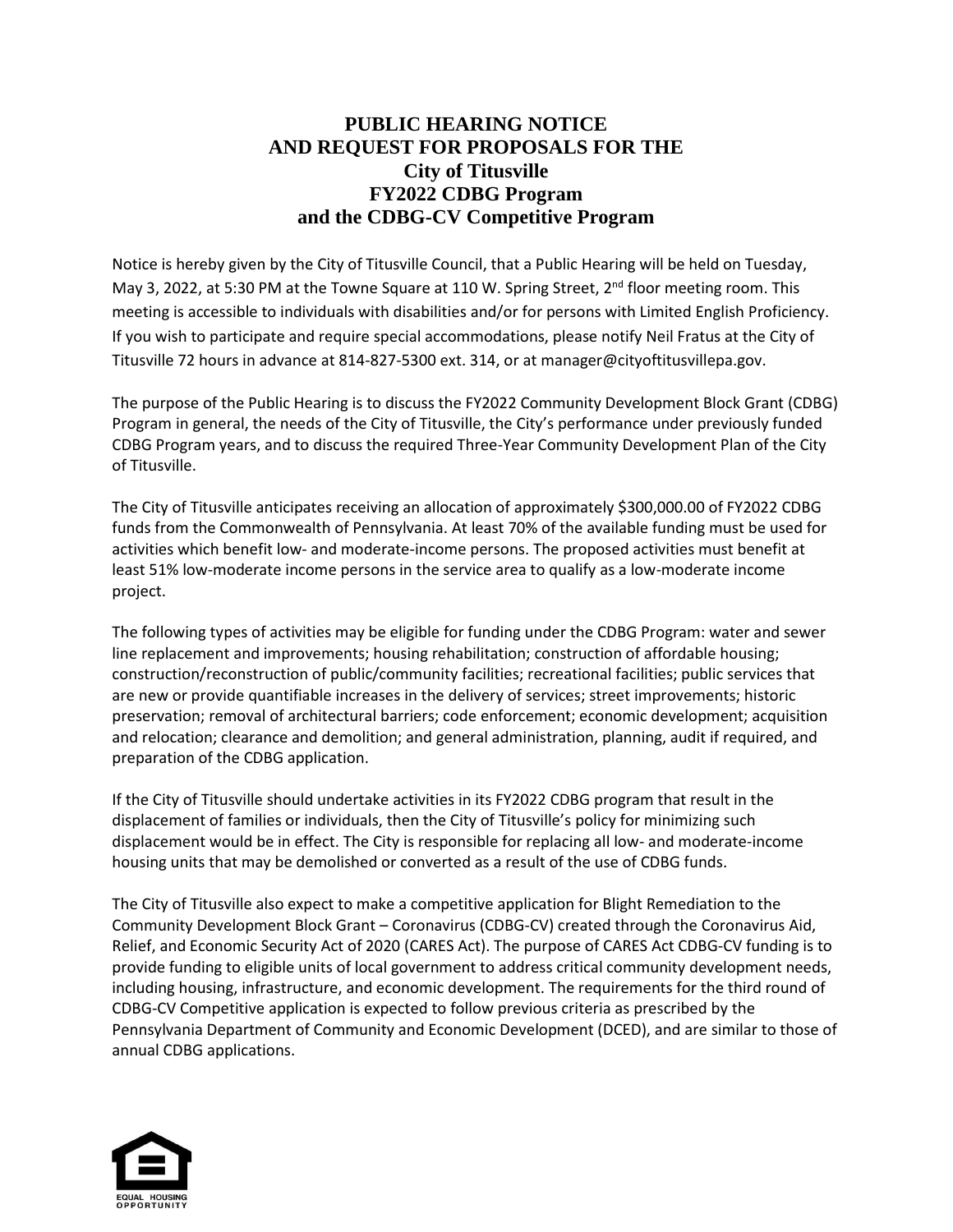# PUBLIC HEARING NOTICE AND REQUEST FOR PROPOSALS FOR THE City of Titusville FY2022 CDBG Program and the CDBG-CV Competitive Program

Notice is hereby given by the City of Titusville Council, that a Public Hearing will be held on Tuesday, May 3, 2022, at 5:30 PM at the Towne Square at 110 W. Spring Street, 2nd floor meeting room. This meeting is accessible to individuals with disabilities and/or for persons with Limited English Proficiency. If you wish to participate and require special accommodations, please notify Neil Fratus at the City of Titusville 72 hours in advance at 814-827-5300 ext. 314, or at manager@cityoftitusvillepa.gov.

The purpose of the Public Hearing is to discuss the FY2022 Community Development Block Grant (CDBG) Program in general, the needs of the City of Titusville, the City's performance under previously funded CDBG Program years, and to discuss the required Three-Year Community Development Plan of the City of Titusville.

The City of Titusville anticipates receiving an allocation of approximately $300,000.00 of FY2022 CDBG funds from the Commonwealth of Pennsylvania. At least 70% of the available funding must be used for activities which benefit low- and moderate-income persons. The proposed activities must benefit at least 51% low-moderate income persons in the service area to qualify as a low-moderate income project.

The following types of activities may be eligible for funding under the CDBG Program: water and sewer line replacement and improvements; housing rehabilitation; construction of affordable housing; construction/reconstruction of public/community facilities; recreational facilities; public services that are new or provide quantifiable increases in the delivery of services; street improvements; historic preservation; removal of architectural barriers; code enforcement; economic development; acquisition and relocation; clearance and demolition; and general administration, planning, audit if required, and preparation of the CDBG application.

If the City of Titusville should undertake activities in its FY2022 CDBG program that result in the displacement of families or individuals, then the City of Titusville's policy for minimizing such displacement would be in effect. The City is responsible for replacing all low- and moderate-income housing units that may be demolished or converted as a result of the use of CDBG funds.

The City of Titusville also expect to make a competitive application for Blight Remediation to the Community Development Block Grant – Coronavirus (CDBG-CV) created through the Coronavirus Aid, Relief, and Economic Security Act of 2020 (CARES Act). The purpose of CARES Act CDBG-CV funding is to provide funding to eligible units of local government to address critical community development needs, including housing, infrastructure, and economic development. The requirements for the third round of CDBG-CV Competitive application is expected to follow previous criteria as prescribed by the Pennsylvania Department of Community and Economic Development (DCED), and are similar to those of annual CDBG applications.

EQUAL HOUSING OPPORTUNITY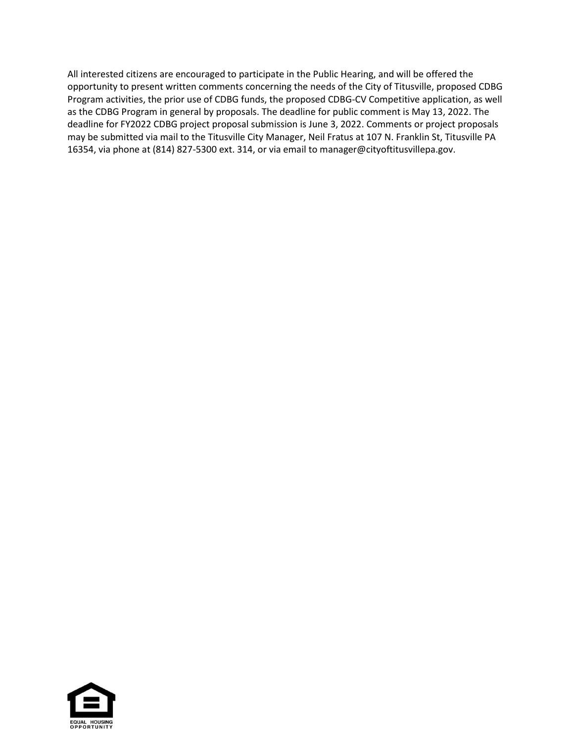All interested citizens are encouraged to participate in the Public Hearing, and will be offered the opportunity to present written comments concerning the needs of the City of Titusville, proposed CDBG Program activities, the prior use of CDBG funds, the proposed CDBG-CV Competitive application, as well as the CDBG Program in general by proposals. The deadline for public comment is May 13, 2022. The deadline for FY2022 CDBG project proposal submission is June 3, 2022. Comments or project proposals may be submitted via mail to the Titusville City Manager, Neil Fratus at 107 N. Franklin St, Titusville PA 16354, via phone at (814) 827-5300 ext. 314, or via email to manager@cityoftitusvillepa.gov.

EQUAL HOUSING OPPORTUNITY